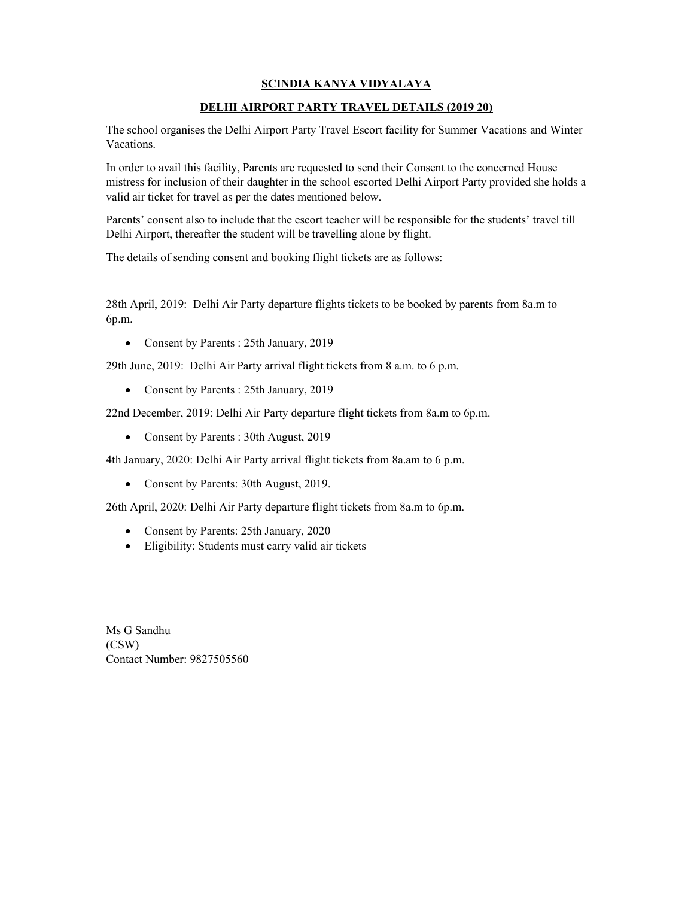# SCINDIA KANYA VIDYALAYA

## DELHI AIRPORT PARTY TRAVEL DETAILS (2019 20)

The school organises the Delhi Airport Party Travel Escort facility for Summer Vacations and Winter Vacations.

In order to avail this facility, Parents are requested to send their Consent to the concerned House mistress for inclusion of their daughter in the school escorted Delhi Airport Party provided she holds a valid air ticket for travel as per the dates mentioned below.

Parents' consent also to include that the escort teacher will be responsible for the students' travel till Delhi Airport, thereafter the student will be travelling alone by flight.

The details of sending consent and booking flight tickets are as follows:

28th April, 2019: Delhi Air Party departure flights tickets to be booked by parents from 8a.m to 6p.m.

- Consent by Parents : 25th January, 2019

29th June, 2019: Delhi Air Party arrival flight tickets from 8 a.m. to 6 p.m.

- Consent by Parents : 25th January, 2019

22nd December, 2019: Delhi Air Party departure flight tickets from 8a.m to 6p.m.

- Consent by Parents : 30th August, 2019

4th January, 2020: Delhi Air Party arrival flight tickets from 8a.am to 6 p.m.

- Consent by Parents: 30th August, 2019.

26th April, 2020: Delhi Air Party departure flight tickets from 8a.m to 6p.m.

- Consent by Parents: 25th January, 2020
- Eligibility: Students must carry valid air tickets

Ms G Sandhu
(CSW)
Contact Number: 9827505560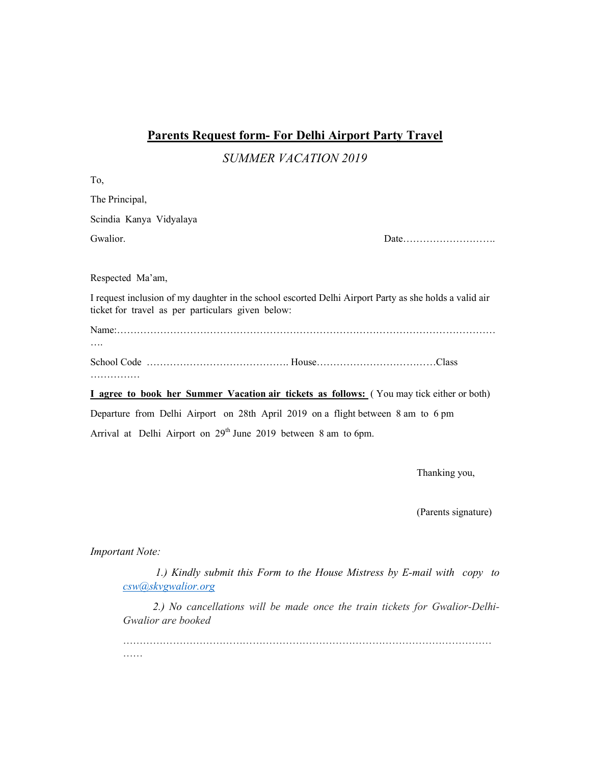# **Parents Request form- For Delhi Airport Party Travel**

*SUMMER VACATION 2019*

To,

The Principal,

Scindia Kanya Vidyalaya

Gwalior.

Date……………………….

Respected Ma'am,

I request inclusion of my daughter in the school escorted Delhi Airport Party as she holds a valid air ticket for travel as per particulars given below:

Name:…………………………………………………………………………………………………….

School Code ……………………………………. House………………………………Class ……………

**I agree to book her Summer Vacation air tickets as follows:** ( You may tick either or both)

Departure from Delhi Airport on 28th April 2019 on a flight between 8 am to 6 pm

Arrival at Delhi Airport on 29th June 2019 between 8 am to 6pm.

Thanking you,

(Parents signature)

*Important Note:*

*1.) Kindly submit this Form to the House Mistress by E-mail with copy to csw@skvgwalior.org*

*2.) No cancellations will be made once the train tickets for Gwalior-Delhi-Gwalior are booked*

………………………………………………………………………………………………………